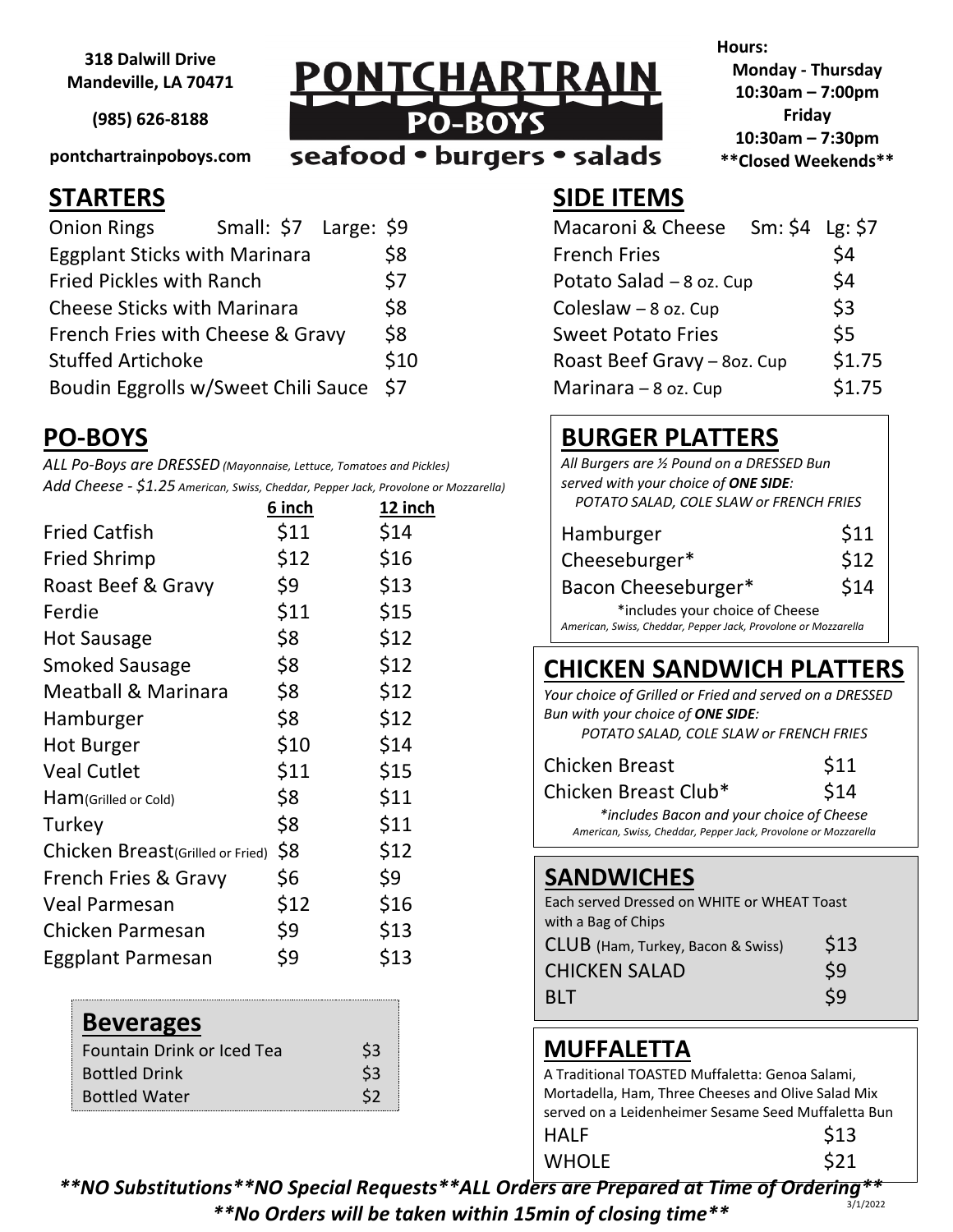**318 Dalwill Drive**
**Mandeville, LA 70471**

**(985) 626-8188**

**pontchartrainpoboys.com**

# PONTCHARTRAIN PO-BOYS

seafood • burgers • salads

**Hours:**
**Monday - Thursday**
**10:30am – 7:00pm**
**Friday**
**10:30am – 7:30pm**
****Closed Weekends****

## STARTERS

| Item | Price |
| --- | --- |
| Onion Rings | Small: $7 Large: $9 |
| Eggplant Sticks with Marinara | $8 |
| Fried Pickles with Ranch | $7 |
| Cheese Sticks with Marinara | $8 |
| French Fries with Cheese & Gravy | $8 |
| Stuffed Artichoke | $10 |
| Boudin Eggrolls w/Sweet Chili Sauce | $7 |

## PO-BOYS

*ALL Po-Boys are DRESSED (Mayonnaise, Lettuce, Tomatoes and Pickles)*
*Add Cheese - $1.25 American, Swiss, Cheddar, Pepper Jack, Provolone or Mozzarella)*

| | 6 inch | 12 inch |
| --- | --- | --- |
| Fried Catfish | $11 | $14 |
| Fried Shrimp | $12 | $16 |
| Roast Beef & Gravy | $9 | $13 |
| Ferdie | $11 | $15 |
| Hot Sausage | $8 | $12 |
| Smoked Sausage | $8 | $12 |
| Meatball & Marinara | $8 | $12 |
| Hamburger | $8 | $12 |
| Hot Burger | $10 | $14 |
| Veal Cutlet | $11 | $15 |
| Ham (Grilled or Cold) | $8 | $11 |
| Turkey | $8 | $11 |
| Chicken Breast (Grilled or Fried) | $8 | $12 |
| French Fries & Gravy | $6 | $9 |
| Veal Parmesan | $12 | $16 |
| Chicken Parmesan | $9 | $13 |
| Eggplant Parmesan | $9 | $13 |

## Beverages

| Item | Price |
| --- | --- |
| Fountain Drink or Iced Tea | $3 |
| Bottled Drink | $3 |
| Bottled Water | $2 |

## SIDE ITEMS

| Item | Price |
| --- | --- |
| Macaroni & Cheese | Sm: $4 Lg: $7 |
| French Fries | $4 |
| Potato Salad – 8 oz. Cup | $4 |
| Coleslaw – 8 oz. Cup | $3 |
| Sweet Potato Fries | $5 |
| Roast Beef Gravy – 8oz. Cup | $1.75 |
| Marinara – 8 oz. Cup | $1.75 |

## BURGER PLATTERS

*All Burgers are ½ Pound on a DRESSED Bun served with your choice of **ONE SIDE**:*
*POTATO SALAD, COLE SLAW or FRENCH FRIES*

| Item | Price |
| --- | --- |
| Hamburger | $11 |
| Cheeseburger* | $12 |
| Bacon Cheeseburger* | $14 |

*includes your choice of Cheese
*American, Swiss, Cheddar, Pepper Jack, Provolone or Mozzarella*

## CHICKEN SANDWICH PLATTERS

*Your choice of Grilled or Fried and served on a DRESSED Bun with your choice of **ONE SIDE**:*
*POTATO SALAD, COLE SLAW or FRENCH FRIES*

| Item | Price |
| --- | --- |
| Chicken Breast | $11 |
| Chicken Breast Club* | $14 |

**includes Bacon and your choice of Cheese*
*American, Swiss, Cheddar, Pepper Jack, Provolone or Mozzarella*

## SANDWICHES

Each served Dressed on WHITE or WHEAT Toast with a Bag of Chips

| Item | Price |
| --- | --- |
| CLUB (Ham, Turkey, Bacon & Swiss) | $13 |
| CHICKEN SALAD | $9 |
| BLT | $9 |

## MUFFALETTA

A Traditional TOASTED Muffaletta: Genoa Salami, Mortadella, Ham, Three Cheeses and Olive Salad Mix served on a Leidenheimer Sesame Seed Muffaletta Bun

| Item | Price |
| --- | --- |
| HALF | $13 |
| WHOLE | $21 |

***NO Substitutions**NO Special Requests**ALL Orders are Prepared at Time of Ordering***
***No Orders will be taken within 15min of closing time***

3/1/2022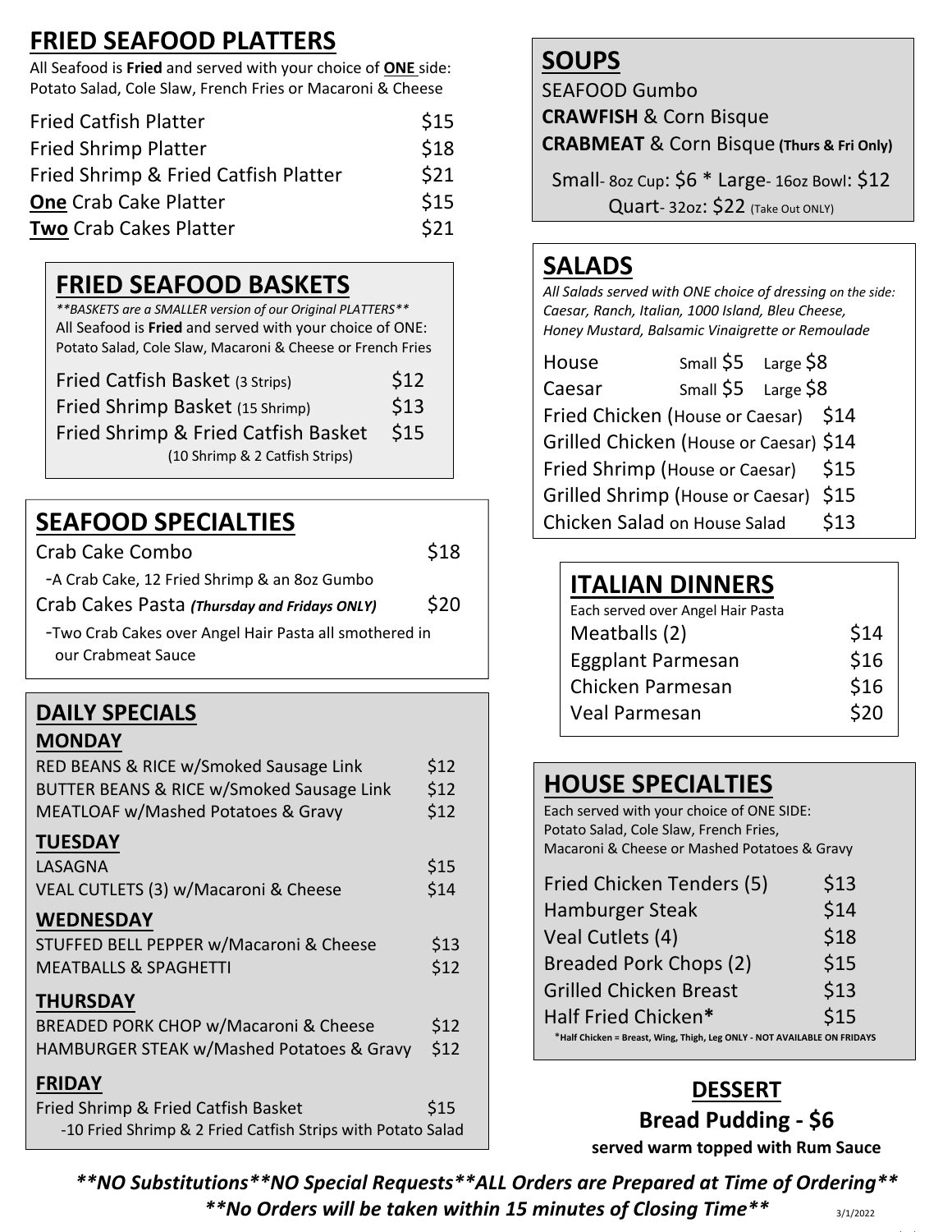## FRIED SEAFOOD PLATTERS

All Seafood is **Fried** and served with your choice of **ONE** side: Potato Salad, Cole Slaw, French Fries or Macaroni & Cheese

| | |
|---|---|
| Fried Catfish Platter | $15 |
| Fried Shrimp Platter | $18 |
| Fried Shrimp & Fried Catfish Platter | $21 |
| **One** Crab Cake Platter | $15 |
| **Two** Crab Cakes Platter | $21 |

## FRIED SEAFOOD BASKETS

*\*\*BASKETS are a SMALLER version of our Original PLATTERS\*\**
All Seafood is **Fried** and served with your choice of ONE: Potato Salad, Cole Slaw, Macaroni & Cheese or French Fries

| | |
|---|---|
| Fried Catfish Basket (3 Strips) | $12 |
| Fried Shrimp Basket (15 Shrimp) | $13 |
| Fried Shrimp & Fried Catfish Basket (10 Shrimp & 2 Catfish Strips) | $15 |

## SEAFOOD SPECIALTIES

Crab Cake Combo — $18
-A Crab Cake, 12 Fried Shrimp & an 8oz Gumbo

Crab Cakes Pasta *(Thursday and Fridays ONLY)* — $20
-Two Crab Cakes over Angel Hair Pasta all smothered in our Crabmeat Sauce

## DAILY SPECIALS

### MONDAY

| | |
|---|---|
| RED BEANS & RICE w/Smoked Sausage Link | $12 |
| BUTTER BEANS & RICE w/Smoked Sausage Link | $12 |
| MEATLOAF w/Mashed Potatoes & Gravy | $12 |

### TUESDAY

| | |
|---|---|
| LASAGNA | $15 |
| VEAL CUTLETS (3) w/Macaroni & Cheese | $14 |

### WEDNESDAY

| | |
|---|---|
| STUFFED BELL PEPPER w/Macaroni & Cheese | $13 |
| MEATBALLS & SPAGHETTI | $12 |

### THURSDAY

| | |
|---|---|
| BREADED PORK CHOP w/Macaroni & Cheese | $12 |
| HAMBURGER STEAK w/Mashed Potatoes & Gravy | $12 |

### FRIDAY

| | |
|---|---|
| Fried Shrimp & Fried Catfish Basket | $15 |

-10 Fried Shrimp & 2 Fried Catfish Strips with Potato Salad

## SOUPS

SEAFOOD Gumbo
**CRAWFISH** & Corn Bisque
**CRABMEAT** & Corn Bisque **(Thurs & Fri Only)**

Small- 8oz Cup: $6 * Large- 16oz Bowl: $12
Quart- 32oz: $22 (Take Out ONLY)

## SALADS

*All Salads served with ONE choice of dressing on the side: Caesar, Ranch, Italian, 1000 Island, Bleu Cheese, Honey Mustard, Balsamic Vinaigrette or Remoulade*

| | | |
|---|---|---|
| House | Small $5 | Large $8 |
| Caesar | Small $5 | Large $8 |
| Fried Chicken (House or Caesar) | | $14 |
| Grilled Chicken (House or Caesar) | | $14 |
| Fried Shrimp (House or Caesar) | | $15 |
| Grilled Shrimp (House or Caesar) | | $15 |
| Chicken Salad on House Salad | | $13 |

## ITALIAN DINNERS

Each served over Angel Hair Pasta

| | |
|---|---|
| Meatballs (2) | $14 |
| Eggplant Parmesan | $16 |
| Chicken Parmesan | $16 |
| Veal Parmesan | $20 |

## HOUSE SPECIALTIES

Each served with your choice of ONE SIDE: Potato Salad, Cole Slaw, French Fries, Macaroni & Cheese or Mashed Potatoes & Gravy

| | |
|---|---|
| Fried Chicken Tenders (5) | $13 |
| Hamburger Steak | $14 |
| Veal Cutlets (4) | $18 |
| Breaded Pork Chops (2) | $15 |
| Grilled Chicken Breast | $13 |
| Half Fried Chicken* | $15 |

*Half Chicken = Breast, Wing, Thigh, Leg ONLY - NOT AVAILABLE ON FRIDAYS

## DESSERT

**Bread Pudding - $6**
**served warm topped with Rum Sauce**

***\*\*NO Substitutions\*\*NO Special Requests\*\*ALL Orders are Prepared at Time of Ordering\*\****
***\*\*No Orders will be taken within 15 minutes of Closing Time\*\****

3/1/2022